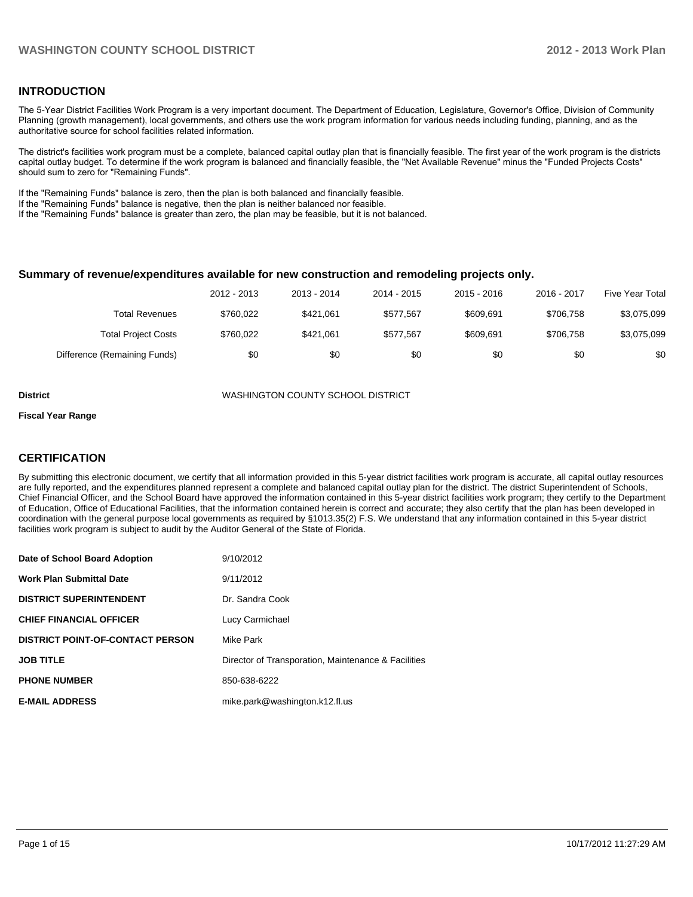## INTRODUCTION

The 5-Year District Facilities Work Program is a very important document. The Department of Education, Legislature, Governor's Office, Division of Community Planning (growth management), local governments, and others use the work program information for various needs including funding, planning, and as the authoritative source for school facilities related information.

The district's facilities work program must be a complete, balanced capital outlay plan that is financially feasible. The first year of the work program is the districts capital outlay budget. To determine if the work program is balanced and financially feasible, the "Net Available Revenue" minus the "Funded Projects Costs" should sum to zero for "Remaining Funds".

If the "Remaining Funds" balance is zero, then the plan is both balanced and financially feasible.
If the "Remaining Funds" balance is negative, then the plan is neither balanced nor feasible.
If the "Remaining Funds" balance is greater than zero, the plan may be feasible, but it is not balanced.

### Summary of revenue/expenditures available for new construction and remodeling projects only.

| | 2012 - 2013 | 2013 - 2014 | 2014 - 2015 | 2015 - 2016 | 2016 - 2017 | Five Year Total |
|---|---|---|---|---|---|---|
| Total Revenues | $760,022 | $421,061 | $577,567 | $609,691 | $706,758 | $3,075,099 |
| Total Project Costs | $760,022 | $421,061 | $577,567 | $609,691 | $706,758 | $3,075,099 |
| Difference (Remaining Funds) | $0 | $0 | $0 | $0 | $0 | $0 |

**District** WASHINGTON COUNTY SCHOOL DISTRICT

**Fiscal Year Range**

## CERTIFICATION

By submitting this electronic document, we certify that all information provided in this 5-year district facilities work program is accurate, all capital outlay resources are fully reported, and the expenditures planned represent a complete and balanced capital outlay plan for the district. The district Superintendent of Schools, Chief Financial Officer, and the School Board have approved the information contained in this 5-year district facilities work program; they certify to the Department of Education, Office of Educational Facilities, that the information contained herein is correct and accurate; they also certify that the plan has been developed in coordination with the general purpose local governments as required by §1013.35(2) F.S. We understand that any information contained in this 5-year district facilities work program is subject to audit by the Auditor General of the State of Florida.

| | |
|---|---|
| **Date of School Board Adoption** | 9/10/2012 |
| **Work Plan Submittal Date** | 9/11/2012 |
| **DISTRICT SUPERINTENDENT** | Dr. Sandra Cook |
| **CHIEF FINANCIAL OFFICER** | Lucy Carmichael |
| **DISTRICT POINT-OF-CONTACT PERSON** | Mike Park |
| **JOB TITLE** | Director of Transporation, Maintenance & Facilities |
| **PHONE NUMBER** | 850-638-6222 |
| **E-MAIL ADDRESS** | mike.park@washington.k12.fl.us |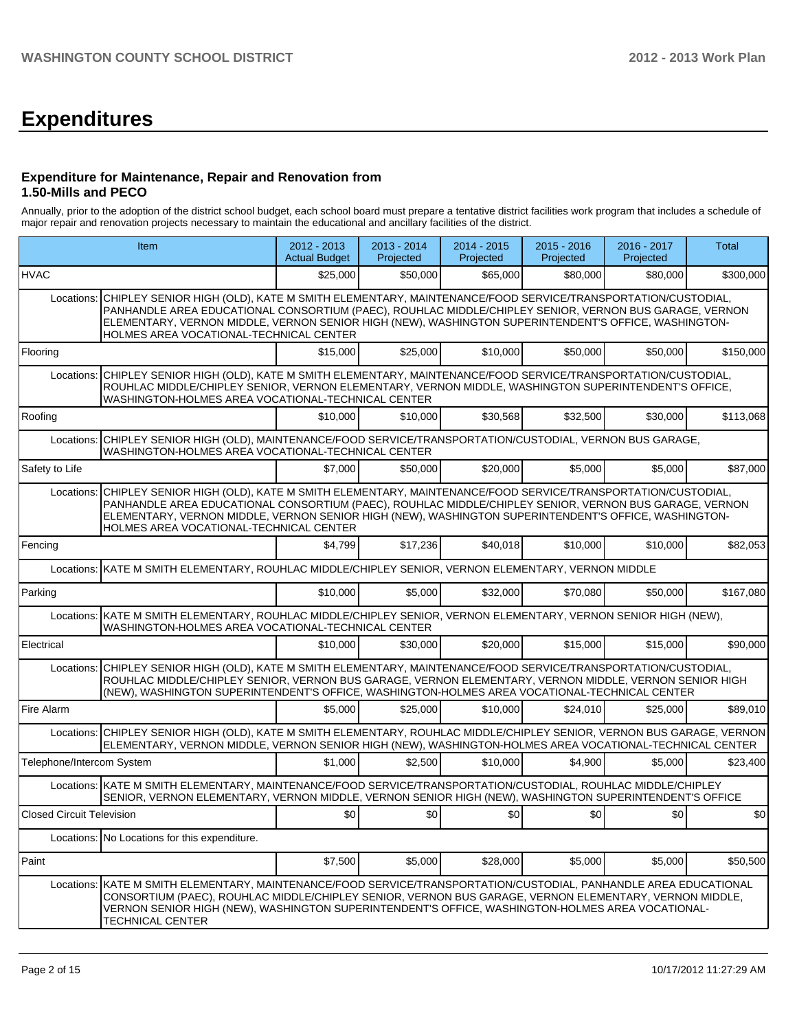# Expenditures

### Expenditure for Maintenance, Repair and Renovation from 1.50-Mills and PECO

Annually, prior to the adoption of the district school budget, each school board must prepare a tentative district facilities work program that includes a schedule of major repair and renovation projects necessary to maintain the educational and ancillary facilities of the district.

| Item | | 2012 - 2013 Actual Budget | 2013 - 2014 Projected | 2014 - 2015 Projected | 2015 - 2016 Projected | 2016 - 2017 Projected | Total |
|---|---|---|---|---|---|---|---|
| HVAC | | $25,000 | $50,000 | $65,000 | $80,000 | $80,000 | $300,000 |
| Locations: | CHIPLEY SENIOR HIGH (OLD), KATE M SMITH ELEMENTARY, MAINTENANCE/FOOD SERVICE/TRANSPORTATION/CUSTODIAL, PANHANDLE AREA EDUCATIONAL CONSORTIUM (PAEC), ROUHLAC MIDDLE/CHIPLEY SENIOR, VERNON BUS GARAGE, VERNON ELEMENTARY, VERNON MIDDLE, VERNON SENIOR HIGH (NEW), WASHINGTON SUPERINTENDENT'S OFFICE, WASHINGTON-HOLMES AREA VOCATIONAL-TECHNICAL CENTER | | | | | | |
| Flooring | | $15,000 | $25,000 | $10,000 | $50,000 | $50,000 | $150,000 |
| Locations: | CHIPLEY SENIOR HIGH (OLD), KATE M SMITH ELEMENTARY, MAINTENANCE/FOOD SERVICE/TRANSPORTATION/CUSTODIAL, ROUHLAC MIDDLE/CHIPLEY SENIOR, VERNON ELEMENTARY, VERNON MIDDLE, WASHINGTON SUPERINTENDENT'S OFFICE, WASHINGTON-HOLMES AREA VOCATIONAL-TECHNICAL CENTER | | | | | | |
| Roofing | | $10,000 | $10,000 | $30,568 | $32,500 | $30,000 | $113,068 |
| Locations: | CHIPLEY SENIOR HIGH (OLD), MAINTENANCE/FOOD SERVICE/TRANSPORTATION/CUSTODIAL, VERNON BUS GARAGE, WASHINGTON-HOLMES AREA VOCATIONAL-TECHNICAL CENTER | | | | | | |
| Safety to Life | | $7,000 | $50,000 | $20,000 | $5,000 | $5,000 | $87,000 |
| Locations: | CHIPLEY SENIOR HIGH (OLD), KATE M SMITH ELEMENTARY, MAINTENANCE/FOOD SERVICE/TRANSPORTATION/CUSTODIAL, PANHANDLE AREA EDUCATIONAL CONSORTIUM (PAEC), ROUHLAC MIDDLE/CHIPLEY SENIOR, VERNON BUS GARAGE, VERNON ELEMENTARY, VERNON MIDDLE, VERNON SENIOR HIGH (NEW), WASHINGTON SUPERINTENDENT'S OFFICE, WASHINGTON-HOLMES AREA VOCATIONAL-TECHNICAL CENTER | | | | | | |
| Fencing | | $4,799 | $17,236 | $40,018 | $10,000 | $10,000 | $82,053 |
| Locations: | KATE M SMITH ELEMENTARY, ROUHLAC MIDDLE/CHIPLEY SENIOR, VERNON ELEMENTARY, VERNON MIDDLE | | | | | | |
| Parking | | $10,000 | $5,000 | $32,000 | $70,080 | $50,000 | $167,080 |
| Locations: | KATE M SMITH ELEMENTARY, ROUHLAC MIDDLE/CHIPLEY SENIOR, VERNON ELEMENTARY, VERNON SENIOR HIGH (NEW), WASHINGTON-HOLMES AREA VOCATIONAL-TECHNICAL CENTER | | | | | | |
| Electrical | | $10,000 | $30,000 | $20,000 | $15,000 | $15,000 | $90,000 |
| Locations: | CHIPLEY SENIOR HIGH (OLD), KATE M SMITH ELEMENTARY, MAINTENANCE/FOOD SERVICE/TRANSPORTATION/CUSTODIAL, ROUHLAC MIDDLE/CHIPLEY SENIOR, VERNON BUS GARAGE, VERNON ELEMENTARY, VERNON MIDDLE, VERNON SENIOR HIGH (NEW), WASHINGTON SUPERINTENDENT'S OFFICE, WASHINGTON-HOLMES AREA VOCATIONAL-TECHNICAL CENTER | | | | | | |
| Fire Alarm | | $5,000 | $25,000 | $10,000 | $24,010 | $25,000 | $89,010 |
| Locations: | CHIPLEY SENIOR HIGH (OLD), KATE M SMITH ELEMENTARY, ROUHLAC MIDDLE/CHIPLEY SENIOR, VERNON BUS GARAGE, VERNON ELEMENTARY, VERNON MIDDLE, VERNON SENIOR HIGH (NEW), WASHINGTON-HOLMES AREA VOCATIONAL-TECHNICAL CENTER | | | | | | |
| Telephone/Intercom System | | $1,000 | $2,500 | $10,000 | $4,900 | $5,000 | $23,400 |
| Locations: | KATE M SMITH ELEMENTARY, MAINTENANCE/FOOD SERVICE/TRANSPORTATION/CUSTODIAL, ROUHLAC MIDDLE/CHIPLEY SENIOR, VERNON ELEMENTARY, VERNON MIDDLE, VERNON SENIOR HIGH (NEW), WASHINGTON SUPERINTENDENT'S OFFICE | | | | | | |
| Closed Circuit Television | | $0 | $0 | $0 | $0 | $0 | $0 |
| Locations: | No Locations for this expenditure. | | | | | | |
| Paint | | $7,500 | $5,000 | $28,000 | $5,000 | $5,000 | $50,500 |
| Locations: | KATE M SMITH ELEMENTARY, MAINTENANCE/FOOD SERVICE/TRANSPORTATION/CUSTODIAL, PANHANDLE AREA EDUCATIONAL CONSORTIUM (PAEC), ROUHLAC MIDDLE/CHIPLEY SENIOR, VERNON BUS GARAGE, VERNON ELEMENTARY, VERNON MIDDLE, VERNON SENIOR HIGH (NEW), WASHINGTON SUPERINTENDENT'S OFFICE, WASHINGTON-HOLMES AREA VOCATIONAL-TECHNICAL CENTER | | | | | | |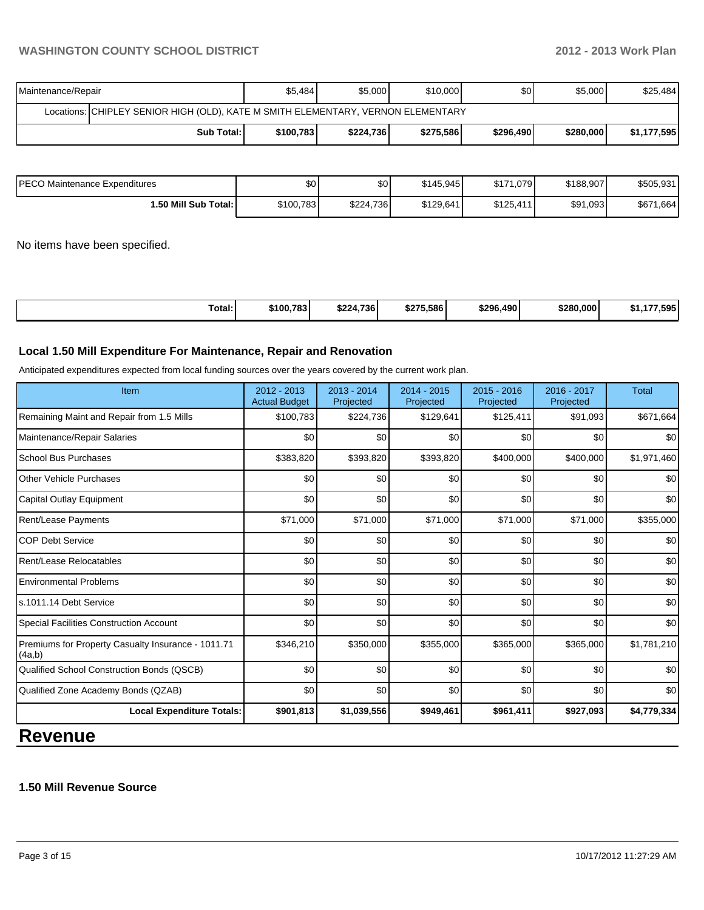| | | | | | | |
|---|---|---|---|---|---|---|
| Maintenance/Repair | $5,484 | $5,000 | $10,000 | $0 | $5,000 | $25,484 |
| Locations: CHIPLEY SENIOR HIGH (OLD), KATE M SMITH ELEMENTARY, VERNON ELEMENTARY | | | | | | |
| **Sub Total:** | **$100,783** | **$224,736** | **$275,586** | **$296,490** | **$280,000** | **$1,177,595** |

| | | | | | | |
|---|---|---|---|---|---|---|
| PECO Maintenance Expenditures | $0 | $0 | $145,945 | $171,079 | $188,907 | $505,931 |
| **1.50 Mill Sub Total:** | $100,783 | $224,736 | $129,641 | $125,411 | $91,093 | $671,664 |

No items have been specified.

| | | | | | | |
|---|---|---|---|---|---|---|
| **Total:** | **$100,783** | **$224,736** | **$275,586** | **$296,490** | **$280,000** | **$1,177,595** |

### Local 1.50 Mill Expenditure For Maintenance, Repair and Renovation

Anticipated expenditures expected from local funding sources over the years covered by the current work plan.

| Item | 2012 - 2013 Actual Budget | 2013 - 2014 Projected | 2014 - 2015 Projected | 2015 - 2016 Projected | 2016 - 2017 Projected | Total |
|---|---|---|---|---|---|---|
| Remaining Maint and Repair from 1.5 Mills | $100,783 | $224,736 | $129,641 | $125,411 | $91,093 | $671,664 |
| Maintenance/Repair Salaries | $0 | $0 | $0 | $0 | $0 | $0 |
| School Bus Purchases | $383,820 | $393,820 | $393,820 | $400,000 | $400,000 | $1,971,460 |
| Other Vehicle Purchases | $0 | $0 | $0 | $0 | $0 | $0 |
| Capital Outlay Equipment | $0 | $0 | $0 | $0 | $0 | $0 |
| Rent/Lease Payments | $71,000 | $71,000 | $71,000 | $71,000 | $71,000 | $355,000 |
| COP Debt Service | $0 | $0 | $0 | $0 | $0 | $0 |
| Rent/Lease Relocatables | $0 | $0 | $0 | $0 | $0 | $0 |
| Environmental Problems | $0 | $0 | $0 | $0 | $0 | $0 |
| s.1011.14 Debt Service | $0 | $0 | $0 | $0 | $0 | $0 |
| Special Facilities Construction Account | $0 | $0 | $0 | $0 | $0 | $0 |
| Premiums for Property Casualty Insurance - 1011.71 (4a,b) | $346,210 | $350,000 | $355,000 | $365,000 | $365,000 | $1,781,210 |
| Qualified School Construction Bonds (QSCB) | $0 | $0 | $0 | $0 | $0 | $0 |
| Qualified Zone Academy Bonds (QZAB) | $0 | $0 | $0 | $0 | $0 | $0 |
| **Local Expenditure Totals:** | **$901,813** | **$1,039,556** | **$949,461** | **$961,411** | **$927,093** | **$4,779,334** |

# Revenue

### 1.50 Mill Revenue Source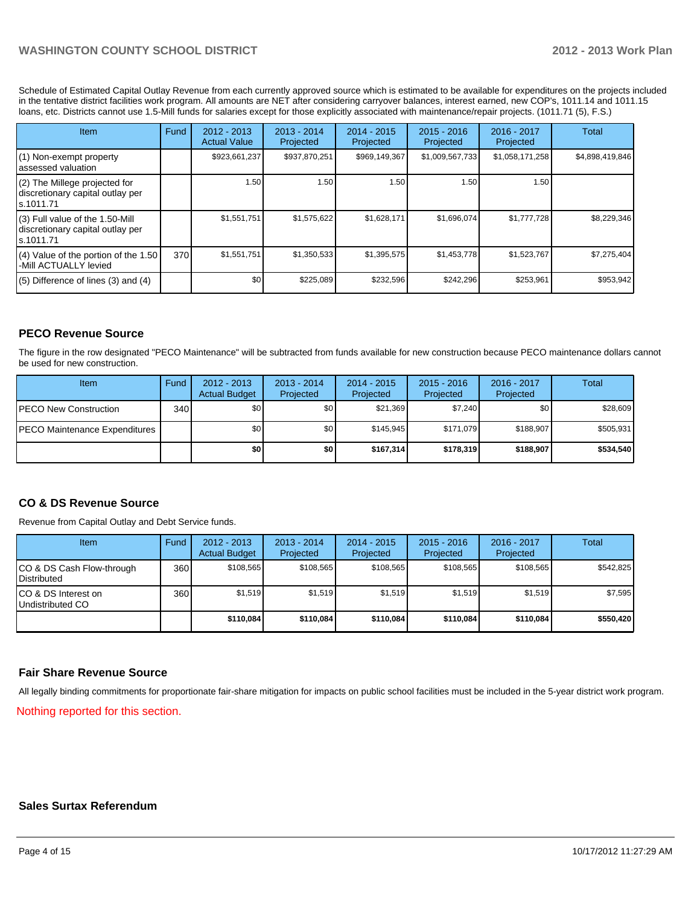Schedule of Estimated Capital Outlay Revenue from each currently approved source which is estimated to be available for expenditures on the projects included in the tentative district facilities work program. All amounts are NET after considering carryover balances, interest earned, new COP's, 1011.14 and 1011.15 loans, etc. Districts cannot use 1.5-Mill funds for salaries except for those explicitly associated with maintenance/repair projects. (1011.71 (5), F.S.)

| Item | Fund | 2012 - 2013 Actual Value | 2013 - 2014 Projected | 2014 - 2015 Projected | 2015 - 2016 Projected | 2016 - 2017 Projected | Total |
|---|---|---|---|---|---|---|---|
| (1) Non-exempt property assessed valuation | | $923,661,237 | $937,870,251 | $969,149,367 | $1,009,567,733 | $1,058,171,258 | $4,898,419,846 |
| (2) The Millege projected for discretionary capital outlay per s.1011.71 | | 1.50 | 1.50 | 1.50 | 1.50 | 1.50 | |
| (3) Full value of the 1.50-Mill discretionary capital outlay per s.1011.71 | | $1,551,751 | $1,575,622 | $1,628,171 | $1,696,074 | $1,777,728 | $8,229,346 |
| (4) Value of the portion of the 1.50 -Mill ACTUALLY levied | 370 | $1,551,751 | $1,350,533 | $1,395,575 | $1,453,778 | $1,523,767 | $7,275,404 |
| (5) Difference of lines (3) and (4) | | $0 | $225,089 | $232,596 | $242,296 | $253,961 | $953,942 |

## PECO Revenue Source

The figure in the row designated "PECO Maintenance" will be subtracted from funds available for new construction because PECO maintenance dollars cannot be used for new construction.

| Item | Fund | 2012 - 2013 Actual Budget | 2013 - 2014 Projected | 2014 - 2015 Projected | 2015 - 2016 Projected | 2016 - 2017 Projected | Total |
|---|---|---|---|---|---|---|---|
| PECO New Construction | 340 | $0 | $0 | $21,369 | $7,240 | $0 | $28,609 |
| PECO Maintenance Expenditures | | $0 | $0 | $145,945 | $171,079 | $188,907 | $505,931 |
| | | **$0** | **$0** | **$167,314** | **$178,319** | **$188,907** | **$534,540** |

## CO & DS Revenue Source

Revenue from Capital Outlay and Debt Service funds.

| Item | Fund | 2012 - 2013 Actual Budget | 2013 - 2014 Projected | 2014 - 2015 Projected | 2015 - 2016 Projected | 2016 - 2017 Projected | Total |
|---|---|---|---|---|---|---|---|
| CO & DS Cash Flow-through Distributed | 360 | $108,565 | $108,565 | $108,565 | $108,565 | $108,565 | $542,825 |
| CO & DS Interest on Undistributed CO | 360 | $1,519 | $1,519 | $1,519 | $1,519 | $1,519 | $7,595 |
| | | **$110,084** | **$110,084** | **$110,084** | **$110,084** | **$110,084** | **$550,420** |

## Fair Share Revenue Source

All legally binding commitments for proportionate fair-share mitigation for impacts on public school facilities must be included in the 5-year district work program.

Nothing reported for this section.

## Sales Surtax Referendum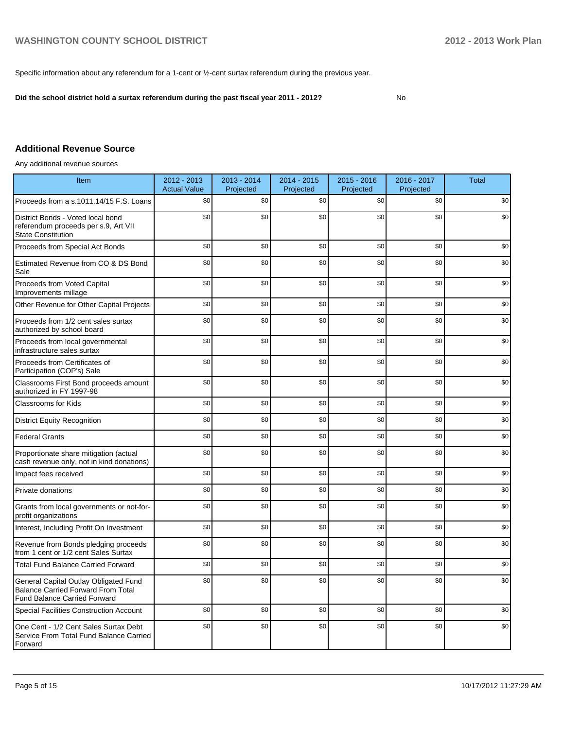Specific information about any referendum for a 1-cent or ½-cent surtax referendum during the previous year.

**Did the school district hold a surtax referendum during the past fiscal year 2011 - 2012?** No

## Additional Revenue Source

Any additional revenue sources

| Item | 2012 - 2013 Actual Value | 2013 - 2014 Projected | 2014 - 2015 Projected | 2015 - 2016 Projected | 2016 - 2017 Projected | Total |
|---|---|---|---|---|---|---|
| Proceeds from a s.1011.14/15 F.S. Loans | $0 | $0 | $0 | $0 | $0 | $0 |
| District Bonds - Voted local bond referendum proceeds per s.9, Art VII State Constitution | $0 | $0 | $0 | $0 | $0 | $0 |
| Proceeds from Special Act Bonds | $0 | $0 | $0 | $0 | $0 | $0 |
| Estimated Revenue from CO & DS Bond Sale | $0 | $0 | $0 | $0 | $0 | $0 |
| Proceeds from Voted Capital Improvements millage | $0 | $0 | $0 | $0 | $0 | $0 |
| Other Revenue for Other Capital Projects | $0 | $0 | $0 | $0 | $0 | $0 |
| Proceeds from 1/2 cent sales surtax authorized by school board | $0 | $0 | $0 | $0 | $0 | $0 |
| Proceeds from local governmental infrastructure sales surtax | $0 | $0 | $0 | $0 | $0 | $0 |
| Proceeds from Certificates of Participation (COP's) Sale | $0 | $0 | $0 | $0 | $0 | $0 |
| Classrooms First Bond proceeds amount authorized in FY 1997-98 | $0 | $0 | $0 | $0 | $0 | $0 |
| Classrooms for Kids | $0 | $0 | $0 | $0 | $0 | $0 |
| District Equity Recognition | $0 | $0 | $0 | $0 | $0 | $0 |
| Federal Grants | $0 | $0 | $0 | $0 | $0 | $0 |
| Proportionate share mitigation (actual cash revenue only, not in kind donations) | $0 | $0 | $0 | $0 | $0 | $0 |
| Impact fees received | $0 | $0 | $0 | $0 | $0 | $0 |
| Private donations | $0 | $0 | $0 | $0 | $0 | $0 |
| Grants from local governments or not-for-profit organizations | $0 | $0 | $0 | $0 | $0 | $0 |
| Interest, Including Profit On Investment | $0 | $0 | $0 | $0 | $0 | $0 |
| Revenue from Bonds pledging proceeds from 1 cent or 1/2 cent Sales Surtax | $0 | $0 | $0 | $0 | $0 | $0 |
| Total Fund Balance Carried Forward | $0 | $0 | $0 | $0 | $0 | $0 |
| General Capital Outlay Obligated Fund Balance Carried Forward From Total Fund Balance Carried Forward | $0 | $0 | $0 | $0 | $0 | $0 |
| Special Facilities Construction Account | $0 | $0 | $0 | $0 | $0 | $0 |
| One Cent - 1/2 Cent Sales Surtax Debt Service From Total Fund Balance Carried Forward | $0 | $0 | $0 | $0 | $0 | $0 |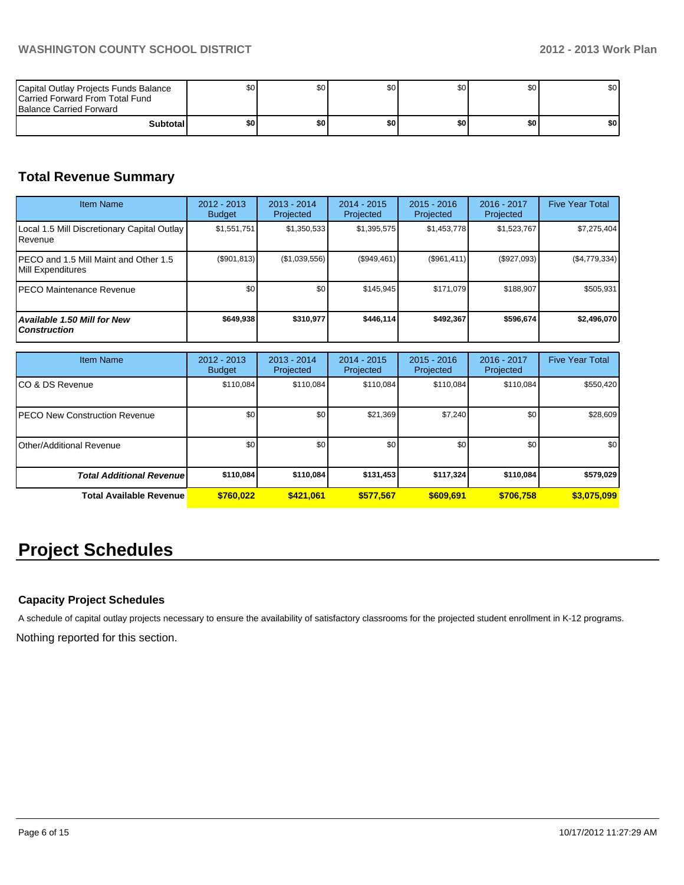| Capital Outlay Projects Funds Balance Carried Forward From Total Fund Balance Carried Forward | $0 | $0 | $0 | $0 | $0 | $0 |
|---|---|---|---|---|---|---|
| **Subtotal** | **$0** | **$0** | **$0** | **$0** | **$0** | **$0** |

## Total Revenue Summary

| Item Name | 2012 - 2013 Budget | 2013 - 2014 Projected | 2014 - 2015 Projected | 2015 - 2016 Projected | 2016 - 2017 Projected | Five Year Total |
|---|---|---|---|---|---|---|
| Local 1.5 Mill Discretionary Capital Outlay Revenue | $1,551,751 | $1,350,533 | $1,395,575 | $1,453,778 | $1,523,767 | $7,275,404 |
| PECO and 1.5 Mill Maint and Other 1.5 Mill Expenditures | ($901,813) | ($1,039,556) | ($949,461) | ($961,411) | ($927,093) | ($4,779,334) |
| PECO Maintenance Revenue | $0 | $0 | $145,945 | $171,079 | $188,907 | $505,931 |
| ***Available 1.50 Mill for New Construction*** | **$649,938** | **$310,977** | **$446,114** | **$492,367** | **$596,674** | **$2,496,070** |

| Item Name | 2012 - 2013 Budget | 2013 - 2014 Projected | 2014 - 2015 Projected | 2015 - 2016 Projected | 2016 - 2017 Projected | Five Year Total |
|---|---|---|---|---|---|---|
| CO & DS Revenue | $110,084 | $110,084 | $110,084 | $110,084 | $110,084 | $550,420 |
| PECO New Construction Revenue | $0 | $0 | $21,369 | $7,240 | $0 | $28,609 |
| Other/Additional Revenue | $0 | $0 | $0 | $0 | $0 | $0 |
| ***Total Additional Revenue*** | **$110,084** | **$110,084** | **$131,453** | **$117,324** | **$110,084** | **$579,029** |
| **Total Available Revenue** | **$760,022** | **$421,061** | **$577,567** | **$609,691** | **$706,758** | **$3,075,099** |

# Project Schedules

### Capacity Project Schedules

A schedule of capital outlay projects necessary to ensure the availability of satisfactory classrooms for the projected student enrollment in K-12 programs.

Nothing reported for this section.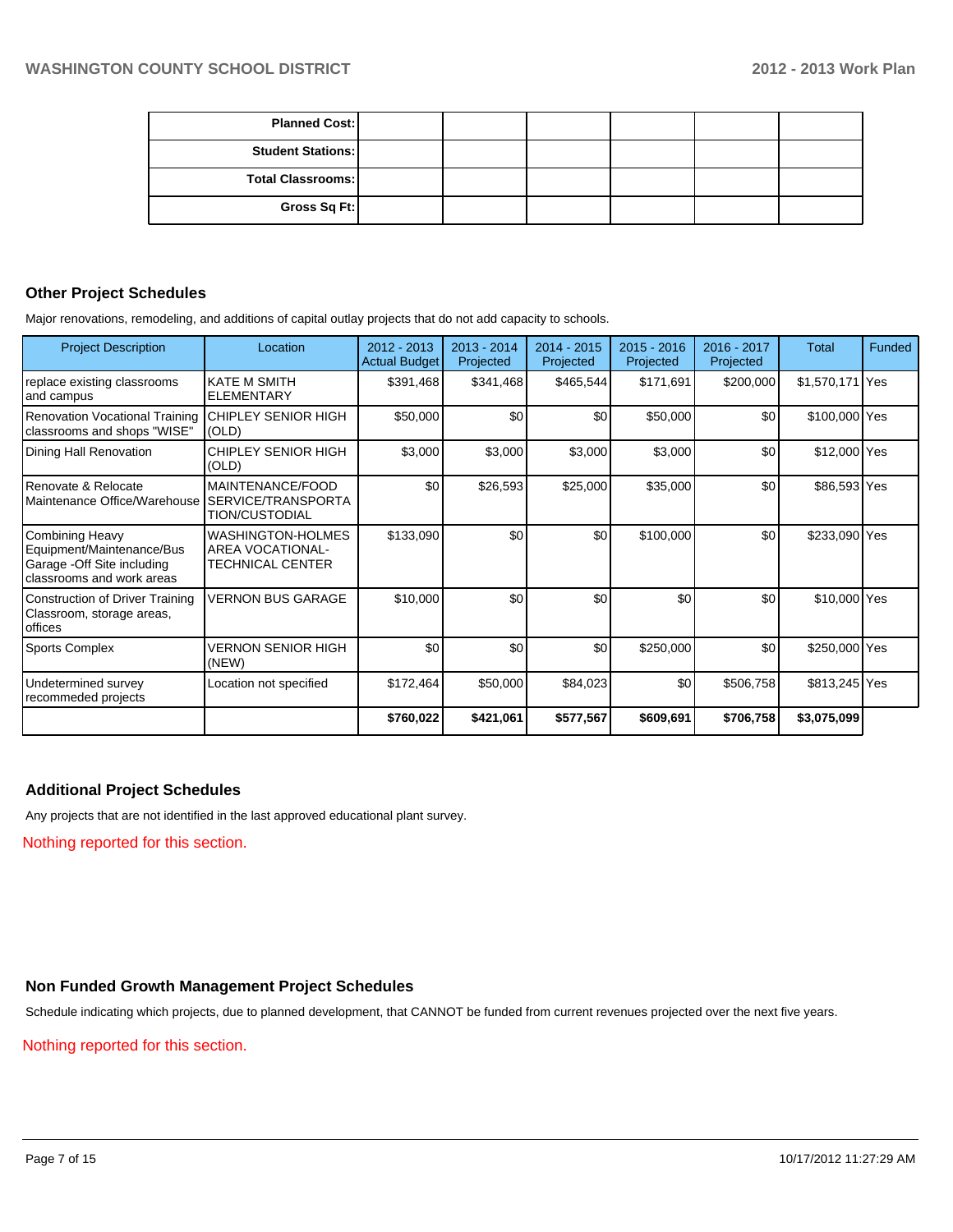| Planned Cost: | | | | | |
|---|---|---|---|---|---|
| Student Stations: | | | | | |
| Total Classrooms: | | | | | |
| Gross Sq Ft: | | | | | |

## Other Project Schedules

Major renovations, remodeling, and additions of capital outlay projects that do not add capacity to schools.

| Project Description | Location | 2012 - 2013 Actual Budget | 2013 - 2014 Projected | 2014 - 2015 Projected | 2015 - 2016 Projected | 2016 - 2017 Projected | Total | Funded |
|---|---|---|---|---|---|---|---|---|
| replace existing classrooms and campus | KATE M SMITH ELEMENTARY | $391,468 | $341,468 | $465,544 | $171,691 | $200,000 | $1,570,171 | Yes |
| Renovation Vocational Training classrooms and shops "WISE" | CHIPLEY SENIOR HIGH (OLD) | $50,000 | $0 | $0 | $50,000 | $0 | $100,000 | Yes |
| Dining Hall Renovation | CHIPLEY SENIOR HIGH (OLD) | $3,000 | $3,000 | $3,000 | $3,000 | $0 | $12,000 | Yes |
| Renovate & Relocate Maintenance Office/Warehouse | MAINTENANCE/FOOD SERVICE/TRANSPORTATION/CUSTODIAL | $0 | $26,593 | $25,000 | $35,000 | $0 | $86,593 | Yes |
| Combining Heavy Equipment/Maintenance/Bus Garage -Off Site including classrooms and work areas | WASHINGTON-HOLMES AREA VOCATIONAL-TECHNICAL CENTER | $133,090 | $0 | $0 | $100,000 | $0 | $233,090 | Yes |
| Construction of Driver Training Classroom, storage areas, offices | VERNON BUS GARAGE | $10,000 | $0 | $0 | $0 | $0 | $10,000 | Yes |
| Sports Complex | VERNON SENIOR HIGH (NEW) | $0 | $0 | $0 | $250,000 | $0 | $250,000 | Yes |
| Undetermined survey recommeded projects | Location not specified | $172,464 | $50,000 | $84,023 | $0 | $506,758 | $813,245 | Yes |
| | | **$760,022** | **$421,061** | **$577,567** | **$609,691** | **$706,758** | **$3,075,099** | |

## Additional Project Schedules

Any projects that are not identified in the last approved educational plant survey.

Nothing reported for this section.

## Non Funded Growth Management Project Schedules

Schedule indicating which projects, due to planned development, that CANNOT be funded from current revenues projected over the next five years.

Nothing reported for this section.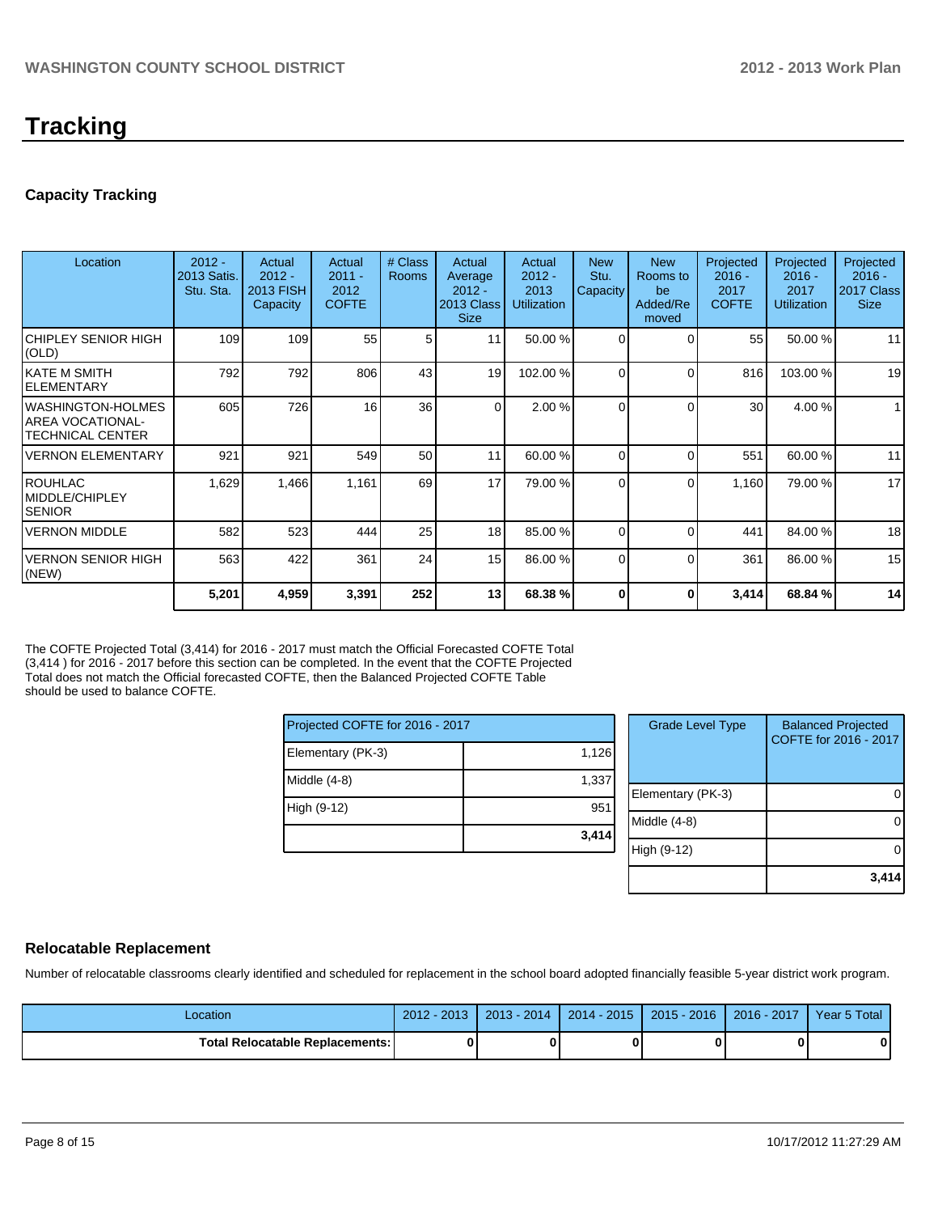# Tracking

## Capacity Tracking

| Location | 2012 - 2013 Satis. Stu. Sta. | Actual 2012 - 2013 FISH Capacity | Actual 2011 - 2012 COFTE | # Class Rooms | Actual Average 2012 - 2013 Class Size | Actual 2012 - 2013 Utilization | New Stu. Capacity | New Rooms to be Added/Removed | Projected 2016 - 2017 COFTE | Projected 2016 - 2017 Utilization | Projected 2016 - 2017 Class Size |
|---|---|---|---|---|---|---|---|---|---|---|---|
| CHIPLEY SENIOR HIGH (OLD) | 109 | 109 | 55 | 5 | 11 | 50.00 % | 0 | 0 | 55 | 50.00 % | 11 |
| KATE M SMITH ELEMENTARY | 792 | 792 | 806 | 43 | 19 | 102.00 % | 0 | 0 | 816 | 103.00 % | 19 |
| WASHINGTON-HOLMES AREA VOCATIONAL-TECHNICAL CENTER | 605 | 726 | 16 | 36 | 0 | 2.00 % | 0 | 0 | 30 | 4.00 % | 1 |
| VERNON ELEMENTARY | 921 | 921 | 549 | 50 | 11 | 60.00 % | 0 | 0 | 551 | 60.00 % | 11 |
| ROUHLAC MIDDLE/CHIPLEY SENIOR | 1,629 | 1,466 | 1,161 | 69 | 17 | 79.00 % | 0 | 0 | 1,160 | 79.00 % | 17 |
| VERNON MIDDLE | 582 | 523 | 444 | 25 | 18 | 85.00 % | 0 | 0 | 441 | 84.00 % | 18 |
| VERNON SENIOR HIGH (NEW) | 563 | 422 | 361 | 24 | 15 | 86.00 % | 0 | 0 | 361 | 86.00 % | 15 |
| | **5,201** | **4,959** | **3,391** | **252** | **13** | **68.38 %** | **0** | **0** | **3,414** | **68.84 %** | **14** |

The COFTE Projected Total (3,414) for 2016 - 2017 must match the Official Forecasted COFTE Total (3,414 ) for 2016 - 2017 before this section can be completed. In the event that the COFTE Projected Total does not match the Official forecasted COFTE, then the Balanced Projected COFTE Table should be used to balance COFTE.

| Projected COFTE for 2016 - 2017 | |
|---|---|
| Elementary (PK-3) | 1,126 |
| Middle (4-8) | 1,337 |
| High (9-12) | 951 |
| | **3,414** |

| Grade Level Type | Balanced Projected COFTE for 2016 - 2017 |
|---|---|
| Elementary (PK-3) | 0 |
| Middle (4-8) | 0 |
| High (9-12) | 0 |
| | **3,414** |

## Relocatable Replacement

Number of relocatable classrooms clearly identified and scheduled for replacement in the school board adopted financially feasible 5-year district work program.

| Location | 2012 - 2013 | 2013 - 2014 | 2014 - 2015 | 2015 - 2016 | 2016 - 2017 | Year 5 Total |
|---|---|---|---|---|---|---|
| **Total Relocatable Replacements:** | **0** | **0** | **0** | **0** | **0** | **0** |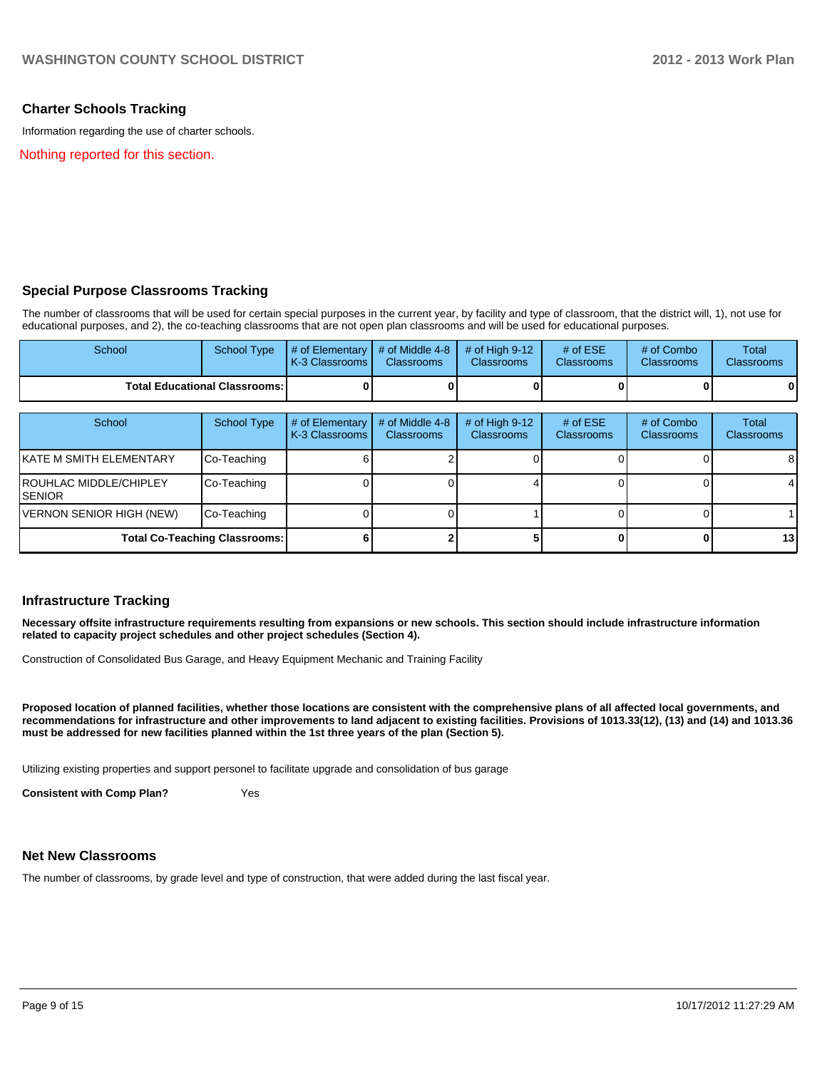## Charter Schools Tracking

Information regarding the use of charter schools.

Nothing reported for this section.

## Special Purpose Classrooms Tracking

The number of classrooms that will be used for certain special purposes in the current year, by facility and type of classroom, that the district will, 1), not use for educational purposes, and 2), the co-teaching classrooms that are not open plan classrooms and will be used for educational purposes.

| School | School Type | # of Elementary K-3 Classrooms | # of Middle 4-8 Classrooms | # of High 9-12 Classrooms | # of ESE Classrooms | # of Combo Classrooms | Total Classrooms |
|---|---|---|---|---|---|---|---|
| **Total Educational Classrooms:** | | **0** | **0** | **0** | **0** | **0** | **0** |

| School | School Type | # of Elementary K-3 Classrooms | # of Middle 4-8 Classrooms | # of High 9-12 Classrooms | # of ESE Classrooms | # of Combo Classrooms | Total Classrooms |
|---|---|---|---|---|---|---|---|
| KATE M SMITH ELEMENTARY | Co-Teaching | 6 | 2 | 0 | 0 | 0 | 8 |
| ROUHLAC MIDDLE/CHIPLEY SENIOR | Co-Teaching | 0 | 0 | 4 | 0 | 0 | 4 |
| VERNON SENIOR HIGH (NEW) | Co-Teaching | 0 | 0 | 1 | 0 | 0 | 1 |
| **Total Co-Teaching Classrooms:** | | **6** | **2** | **5** | **0** | **0** | **13** |

## Infrastructure Tracking

**Necessary offsite infrastructure requirements resulting from expansions or new schools. This section should include infrastructure information related to capacity project schedules and other project schedules (Section 4).**

Construction of Consolidated Bus Garage, and Heavy Equipment Mechanic and Training Facility

**Proposed location of planned facilities, whether those locations are consistent with the comprehensive plans of all affected local governments, and recommendations for infrastructure and other improvements to land adjacent to existing facilities. Provisions of 1013.33(12), (13) and (14) and 1013.36 must be addressed for new facilities planned within the 1st three years of the plan (Section 5).**

Utilizing existing properties and support personel to facilitate upgrade and consolidation of bus garage

**Consistent with Comp Plan?** Yes

## Net New Classrooms

The number of classrooms, by grade level and type of construction, that were added during the last fiscal year.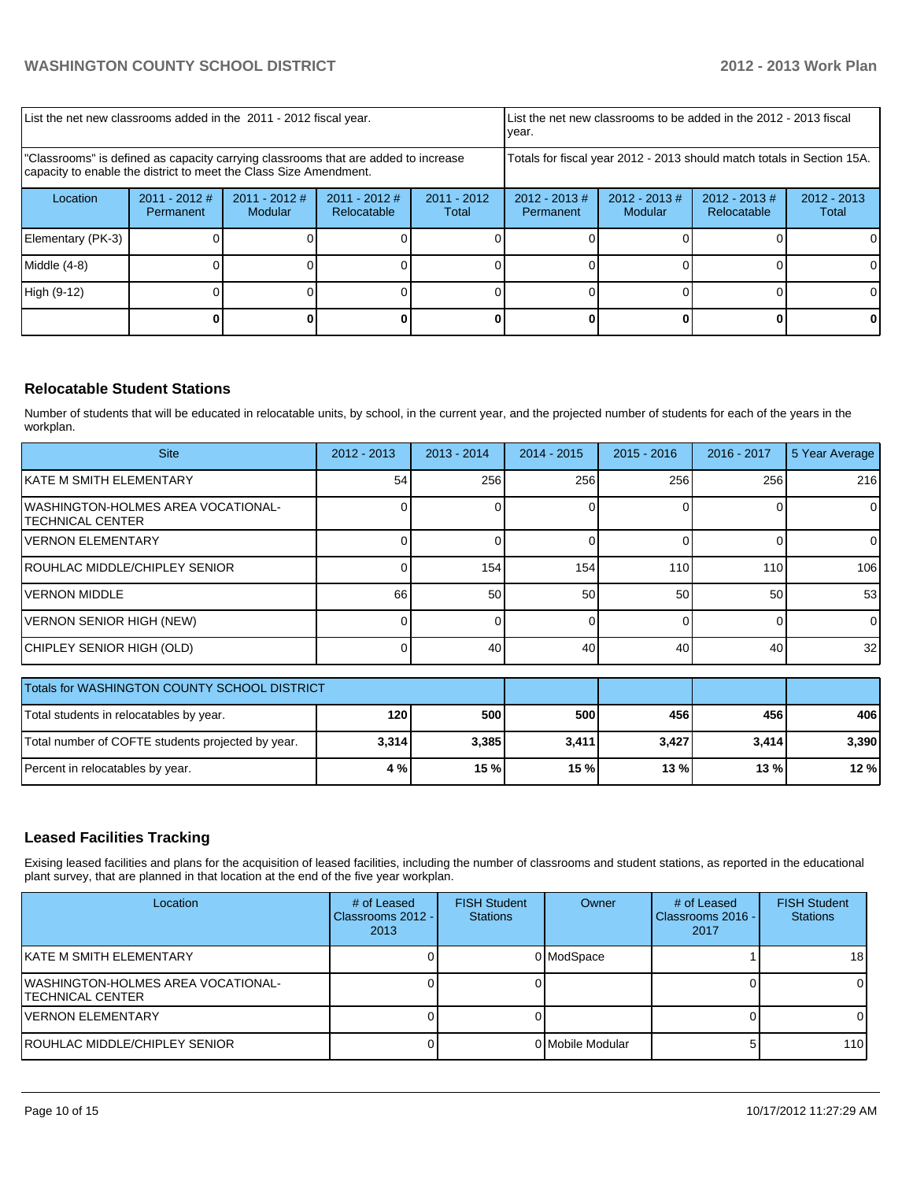| List the net new classrooms added in the 2011 - 2012 fiscal year. | | | | List the net new classrooms to be added in the 2012 - 2013 fiscal year. | | | |
|---|---|---|---|---|---|---|---|
| "Classrooms" is defined as capacity carrying classrooms that are added to increase capacity to enable the district to meet the Class Size Amendment. | | | | Totals for fiscal year 2012 - 2013 should match totals in Section 15A. | | | |
| Location | 2011 - 2012 # Permanent | 2011 - 2012 # Modular | 2011 - 2012 # Relocatable | 2011 - 2012 Total | 2012 - 2013 # Permanent | 2012 - 2013 # Modular | 2012 - 2013 # Relocatable | 2012 - 2013 Total |
| Elementary (PK-3) | 0 | 0 | 0 | 0 | 0 | 0 | 0 | 0 |
| Middle (4-8) | 0 | 0 | 0 | 0 | 0 | 0 | 0 | 0 |
| High (9-12) | 0 | 0 | 0 | 0 | 0 | 0 | 0 | 0 |
| | **0** | **0** | **0** | **0** | **0** | **0** | **0** | **0** |

## Relocatable Student Stations

Number of students that will be educated in relocatable units, by school, in the current year, and the projected number of students for each of the years in the workplan.

| Site | 2012 - 2013 | 2013 - 2014 | 2014 - 2015 | 2015 - 2016 | 2016 - 2017 | 5 Year Average |
|---|---|---|---|---|---|---|
| KATE M SMITH ELEMENTARY | 54 | 256 | 256 | 256 | 256 | 216 |
| WASHINGTON-HOLMES AREA VOCATIONAL-TECHNICAL CENTER | 0 | 0 | 0 | 0 | 0 | 0 |
| VERNON ELEMENTARY | 0 | 0 | 0 | 0 | 0 | 0 |
| ROUHLAC MIDDLE/CHIPLEY SENIOR | 0 | 154 | 154 | 110 | 110 | 106 |
| VERNON MIDDLE | 66 | 50 | 50 | 50 | 50 | 53 |
| VERNON SENIOR HIGH (NEW) | 0 | 0 | 0 | 0 | 0 | 0 |
| CHIPLEY SENIOR HIGH (OLD) | 0 | 40 | 40 | 40 | 40 | 32 |

| Totals for WASHINGTON COUNTY SCHOOL DISTRICT | | | | | | |
|---|---|---|---|---|---|---|
| Total students in relocatables by year. | **120** | **500** | **500** | **456** | **456** | **406** |
| Total number of COFTE students projected by year. | **3,314** | **3,385** | **3,411** | **3,427** | **3,414** | **3,390** |
| Percent in relocatables by year. | **4 %** | **15 %** | **15 %** | **13 %** | **13 %** | **12 %** |

## Leased Facilities Tracking

Exising leased facilities and plans for the acquisition of leased facilities, including the number of classrooms and student stations, as reported in the educational plant survey, that are planned in that location at the end of the five year workplan.

| Location | # of Leased Classrooms 2012 - 2013 | FISH Student Stations | Owner | # of Leased Classrooms 2016 - 2017 | FISH Student Stations |
|---|---|---|---|---|---|
| KATE M SMITH ELEMENTARY | 0 | 0 | ModSpace | 1 | 18 |
| WASHINGTON-HOLMES AREA VOCATIONAL-TECHNICAL CENTER | 0 | 0 | | 0 | 0 |
| VERNON ELEMENTARY | 0 | 0 | | 0 | 0 |
| ROUHLAC MIDDLE/CHIPLEY SENIOR | 0 | 0 | Mobile Modular | 5 | 110 |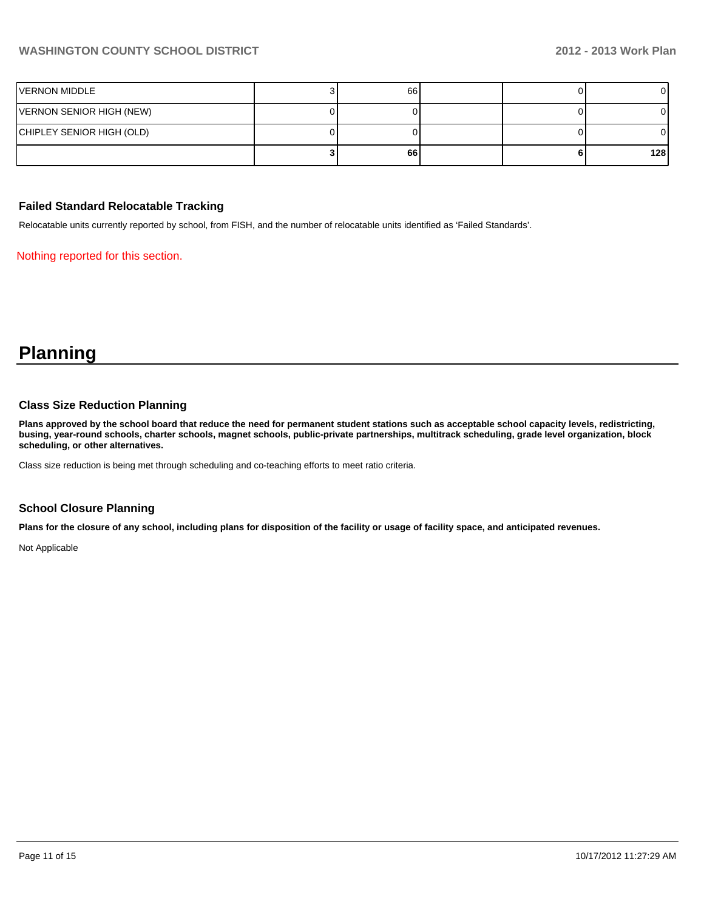| | | | | | |
|---|---|---|---|---|---|
| VERNON MIDDLE | 3 | 66 | | 0 | 0 |
| VERNON SENIOR HIGH (NEW) | 0 | 0 | | 0 | 0 |
| CHIPLEY SENIOR HIGH (OLD) | 0 | 0 | | 0 | 0 |
| | **3** | **66** | | **6** | **128** |

### Failed Standard Relocatable Tracking

Relocatable units currently reported by school, from FISH, and the number of relocatable units identified as 'Failed Standards'.

Nothing reported for this section.

# Planning

### Class Size Reduction Planning

**Plans approved by the school board that reduce the need for permanent student stations such as acceptable school capacity levels, redistricting, busing, year-round schools, charter schools, magnet schools, public-private partnerships, multitrack scheduling, grade level organization, block scheduling, or other alternatives.**

Class size reduction is being met through scheduling and co-teaching efforts to meet ratio criteria.

### School Closure Planning

**Plans for the closure of any school, including plans for disposition of the facility or usage of facility space, and anticipated revenues.**

Not Applicable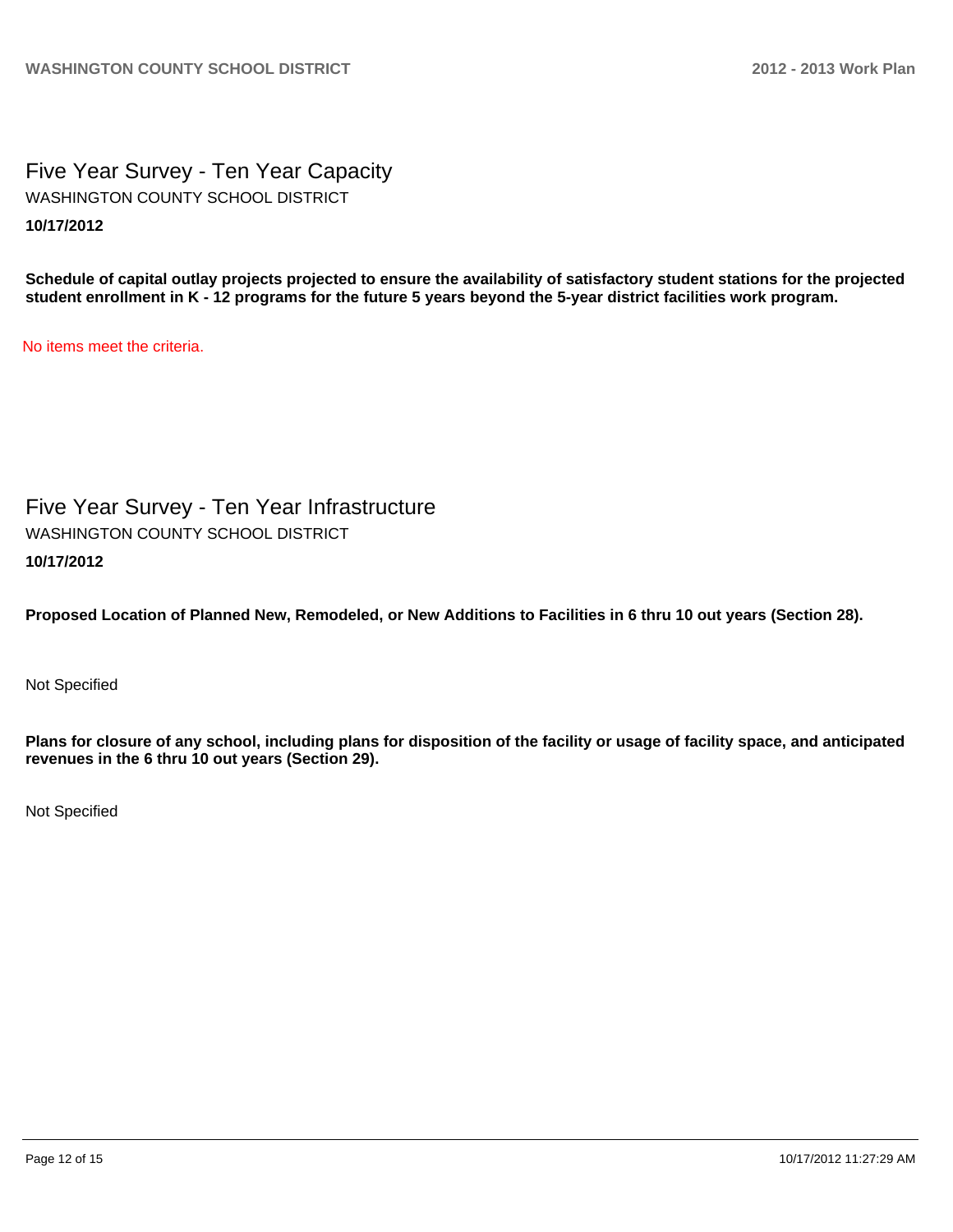# Five Year Survey - Ten Year Capacity

WASHINGTON COUNTY SCHOOL DISTRICT

**10/17/2012**

**Schedule of capital outlay projects projected to ensure the availability of satisfactory student stations for the projected student enrollment in K - 12 programs for the future 5 years beyond the 5-year district facilities work program.**

No items meet the criteria.

# Five Year Survey - Ten Year Infrastructure

WASHINGTON COUNTY SCHOOL DISTRICT

**10/17/2012**

**Proposed Location of Planned New, Remodeled, or New Additions to Facilities in 6 thru 10 out years (Section 28).**

Not Specified

**Plans for closure of any school, including plans for disposition of the facility or usage of facility space, and anticipated revenues in the 6 thru 10 out years (Section 29).**

Not Specified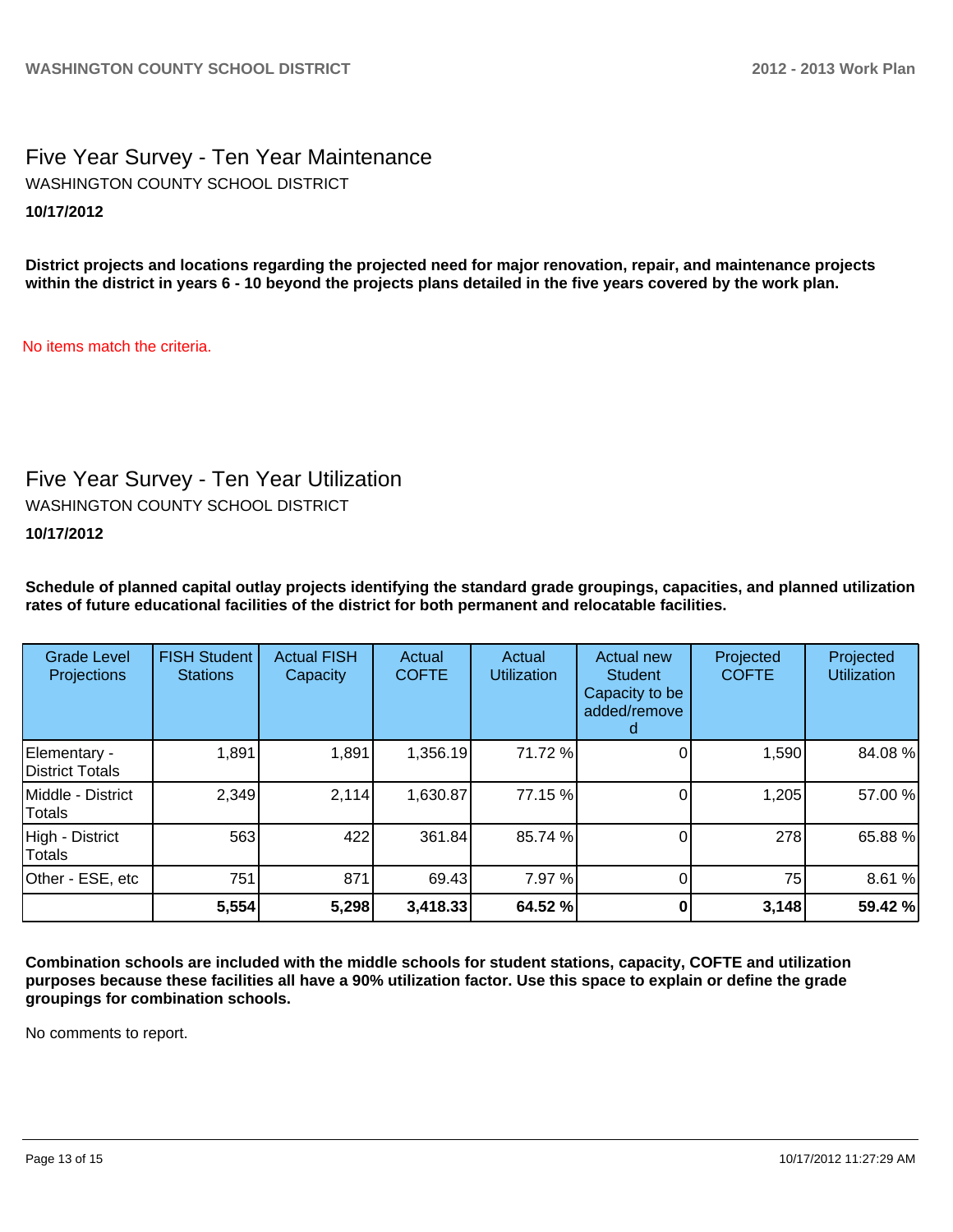# Five Year Survey - Ten Year Maintenance

WASHINGTON COUNTY SCHOOL DISTRICT

**10/17/2012**

**District projects and locations regarding the projected need for major renovation, repair, and maintenance projects within the district in years 6 - 10 beyond the projects plans detailed in the five years covered by the work plan.**

No items match the criteria.

# Five Year Survey - Ten Year Utilization

WASHINGTON COUNTY SCHOOL DISTRICT

**10/17/2012**

**Schedule of planned capital outlay projects identifying the standard grade groupings, capacities, and planned utilization rates of future educational facilities of the district for both permanent and relocatable facilities.**

| Grade Level Projections | FISH Student Stations | Actual FISH Capacity | Actual COFTE | Actual Utilization | Actual new Student Capacity to be added/removed | Projected COFTE | Projected Utilization |
|---|---|---|---|---|---|---|---|
| Elementary - District Totals | 1,891 | 1,891 | 1,356.19 | 71.72 % | 0 | 1,590 | 84.08 % |
| Middle - District Totals | 2,349 | 2,114 | 1,630.87 | 77.15 % | 0 | 1,205 | 57.00 % |
| High - District Totals | 563 | 422 | 361.84 | 85.74 % | 0 | 278 | 65.88 % |
| Other - ESE, etc | 751 | 871 | 69.43 | 7.97 % | 0 | 75 | 8.61 % |
| | **5,554** | **5,298** | **3,418.33** | **64.52 %** | **0** | **3,148** | **59.42 %** |

**Combination schools are included with the middle schools for student stations, capacity, COFTE and utilization purposes because these facilities all have a 90% utilization factor. Use this space to explain or define the grade groupings for combination schools.**

No comments to report.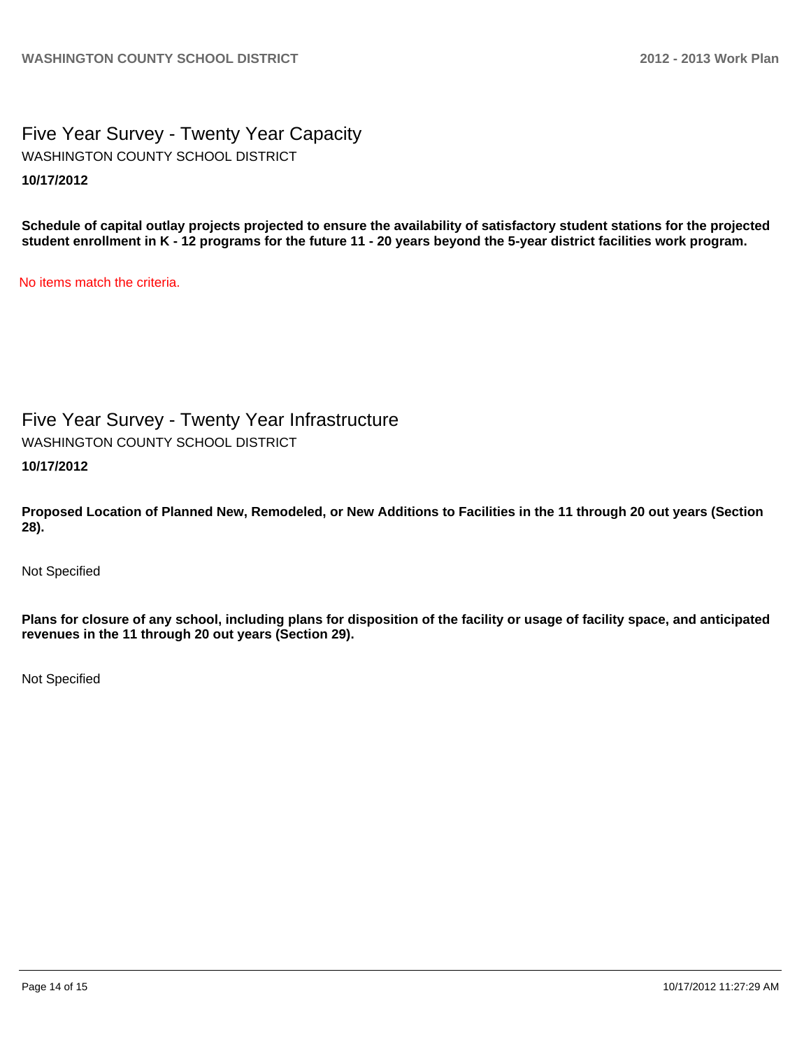## Five Year Survey - Twenty Year Capacity

WASHINGTON COUNTY SCHOOL DISTRICT

**10/17/2012**

**Schedule of capital outlay projects projected to ensure the availability of satisfactory student stations for the projected student enrollment in K - 12 programs for the future 11 - 20 years beyond the 5-year district facilities work program.**

No items match the criteria.

## Five Year Survey - Twenty Year Infrastructure

WASHINGTON COUNTY SCHOOL DISTRICT

**10/17/2012**

**Proposed Location of Planned New, Remodeled, or New Additions to Facilities in the 11 through 20 out years (Section 28).**

Not Specified

**Plans for closure of any school, including plans for disposition of the facility or usage of facility space, and anticipated revenues in the 11 through 20 out years (Section 29).**

Not Specified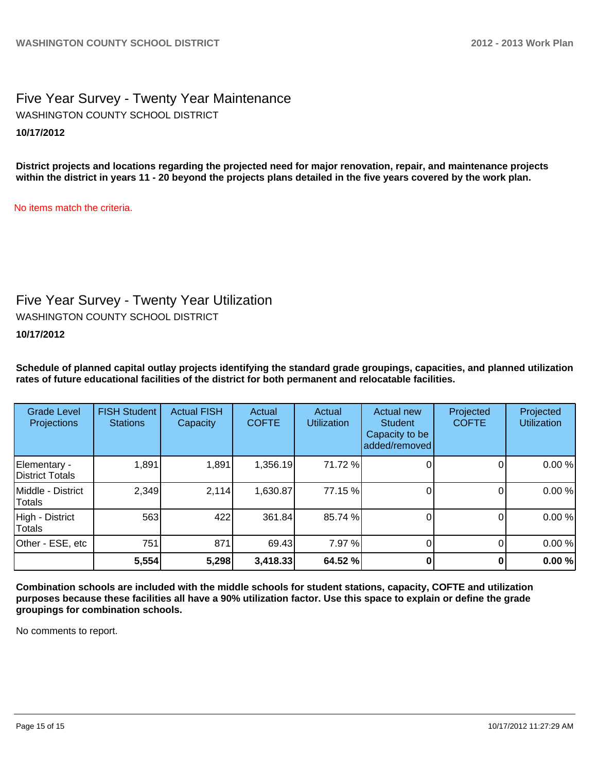# Five Year Survey - Twenty Year Maintenance

WASHINGTON COUNTY SCHOOL DISTRICT

**10/17/2012**

**District projects and locations regarding the projected need for major renovation, repair, and maintenance projects within the district in years 11 - 20 beyond the projects plans detailed in the five years covered by the work plan.**

No items match the criteria.

# Five Year Survey - Twenty Year Utilization

WASHINGTON COUNTY SCHOOL DISTRICT

**10/17/2012**

**Schedule of planned capital outlay projects identifying the standard grade groupings, capacities, and planned utilization rates of future educational facilities of the district for both permanent and relocatable facilities.**

| Grade Level Projections | FISH Student Stations | Actual FISH Capacity | Actual COFTE | Actual Utilization | Actual new Student Capacity to be added/removed | Projected COFTE | Projected Utilization |
|---|---|---|---|---|---|---|---|
| Elementary - District Totals | 1,891 | 1,891 | 1,356.19 | 71.72 % | 0 | 0 | 0.00 % |
| Middle - District Totals | 2,349 | 2,114 | 1,630.87 | 77.15 % | 0 | 0 | 0.00 % |
| High - District Totals | 563 | 422 | 361.84 | 85.74 % | 0 | 0 | 0.00 % |
| Other - ESE, etc | 751 | 871 | 69.43 | 7.97 % | 0 | 0 | 0.00 % |
| | **5,554** | **5,298** | **3,418.33** | **64.52 %** | **0** | **0** | **0.00 %** |

**Combination schools are included with the middle schools for student stations, capacity, COFTE and utilization purposes because these facilities all have a 90% utilization factor. Use this space to explain or define the grade groupings for combination schools.**

No comments to report.